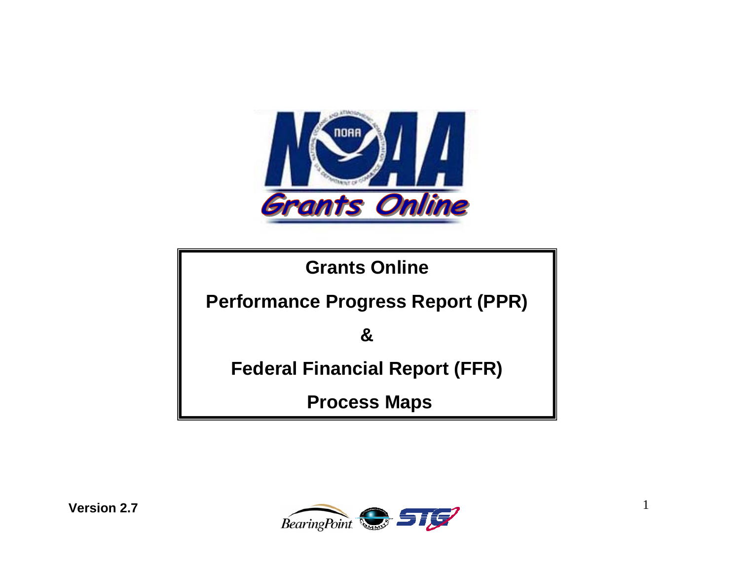# Grants Online

## Performance Progress Report (PPR)

## &

## Federal Financial Report (FFR)

## Process Maps

**Version 2.7**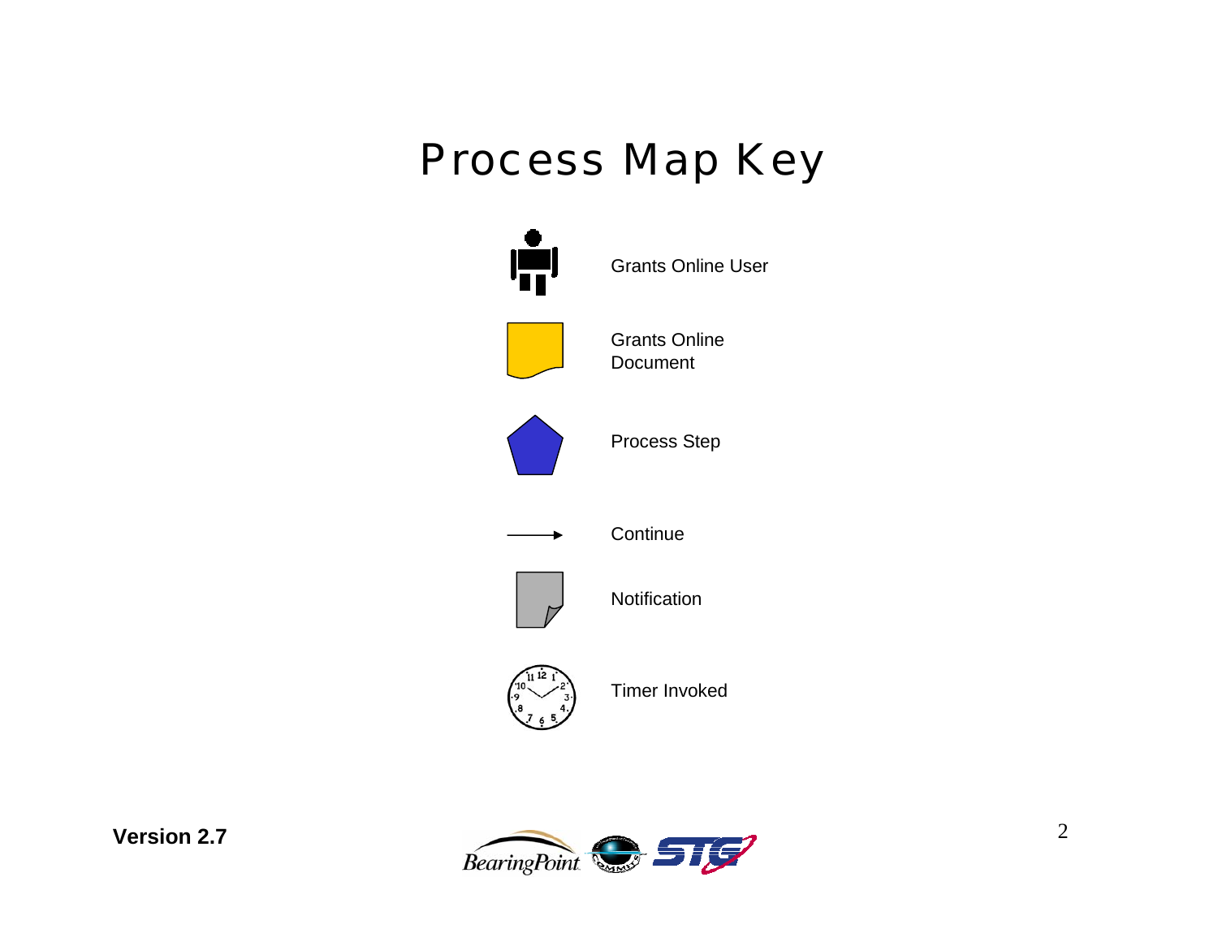# Process Map Key

Grants Online User

Grants Online Document

Process Step

Continue

Notification

Timer Invoked

**Version 2.7**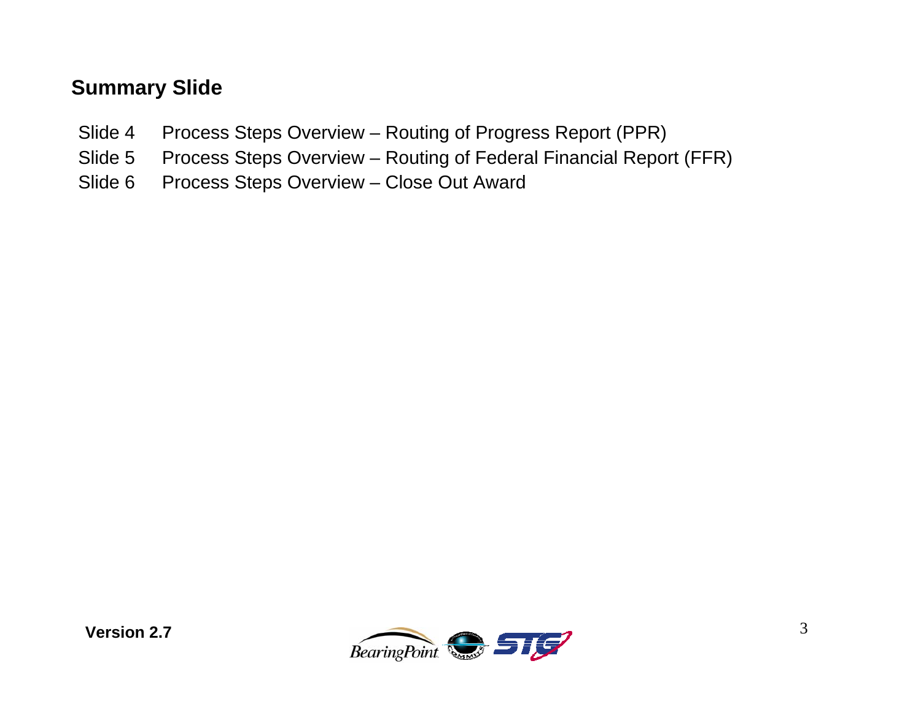## Summary Slide

Slide 4 Process Steps Overview – Routing of Progress Report (PPR)
Slide 5 Process Steps Overview – Routing of Federal Financial Report (FFR)
Slide 6 Process Steps Overview – Close Out Award

**Version 2.7**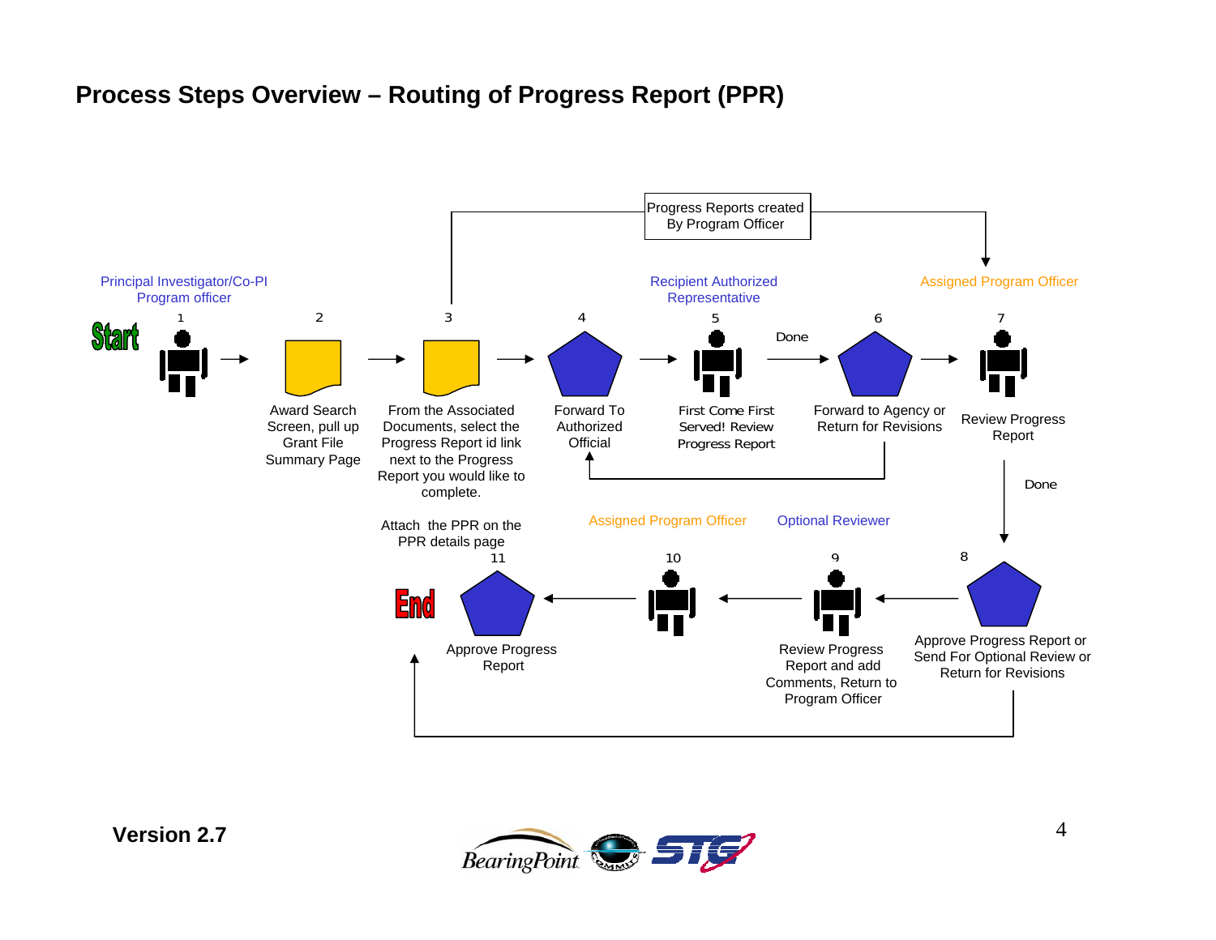# Process Steps Overview – Routing of Progress Report (PPR)

Progress Reports created By Program Officer

**Principal Investigator/Co-PI Program officer**

**Start**

1.
2. Award Search Screen, pull up Grant File Summary Page
3. From the Associated Documents, select the Progress Report id link next to the Progress Report you would like to complete.
4. Forward To Authorized Official
5. **Recipient Authorized Representative** — First Come First Served! Review Progress Report (Done)
6. Forward to Agency or Return for Revisions
7. **Assigned Program Officer** — Review Progress Report (Done)
8. Approve Progress Report or Send For Optional Review or Return for Revisions
9. **Optional Reviewer** — Review Progress Report and add Comments, Return to Program Officer
10. **Assigned Program Officer**
11. Attach the PPR on the PPR details page — Approve Progress Report

**End**

Version 2.7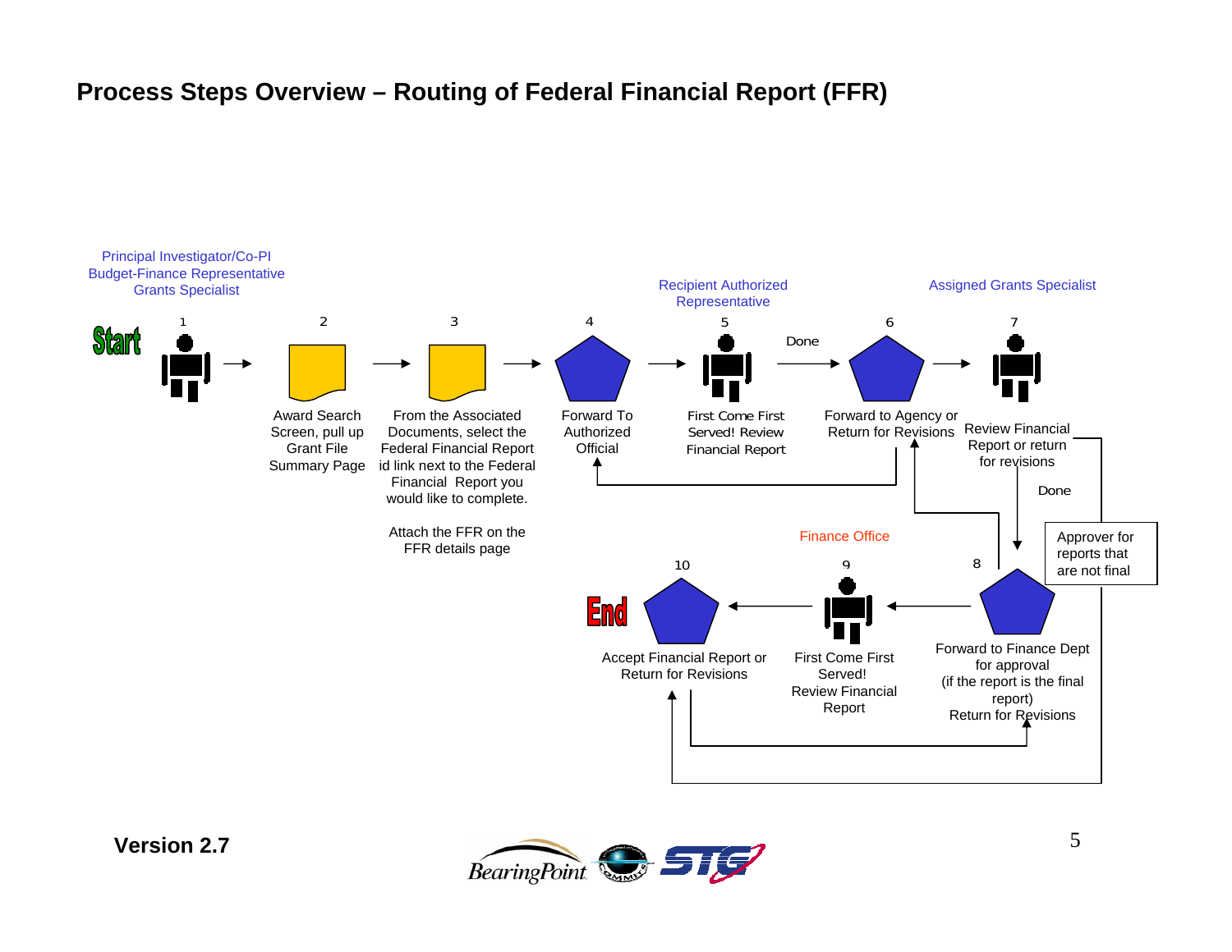# Process Steps Overview – Routing of Federal Financial Report (FFR)

Principal Investigator/Co-PI
Budget-Finance Representative
Grants Specialist

Start

1

2
Award Search Screen, pull up Grant File Summary Page

3
From the Associated Documents, select the Federal Financial Report id link next to the Federal Financial Report you would like to complete.

Attach the FFR on the FFR details page

4
Forward To Authorized Official

Recipient Authorized Representative

5
First Come First Served! Review Financial Report

Done

6
Forward to Agency or Return for Revisions

Assigned Grants Specialist

7
Review Financial Report or return for revisions

Done

Approver for reports that are not final

Finance Office

8
Forward to Finance Dept for approval (if the report is the final report)
Return for Revisions

9
First Come First Served!
Review Financial Report

10
Accept Financial Report or Return for Revisions

End

Version 2.7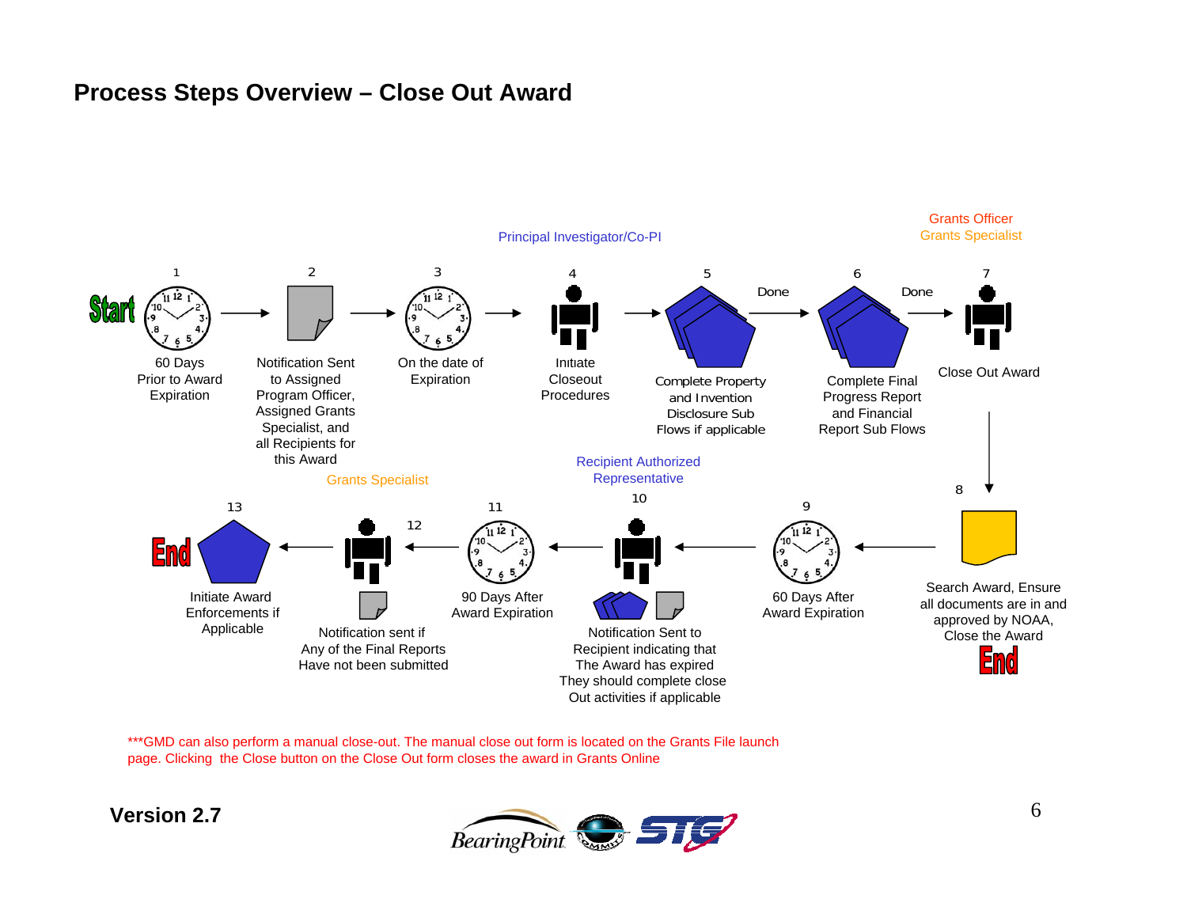# Process Steps Overview – Close Out Award

Principal Investigator/Co-PI

Grants Officer
Grants Specialist

Start

1
60 Days Prior to Award Expiration

2
Notification Sent to Assigned Program Officer, Assigned Grants Specialist, and all Recipients for this Award

3
On the date of Expiration

4
Initiate Closeout Procedures

5
Complete Property and Invention Disclosure Sub Flows if applicable

Done

6
Complete Final Progress Report and Financial Report Sub Flows

Done

7
Close Out Award

8
Search Award, Ensure all documents are in and approved by NOAA, Close the Award

End

9
60 Days After Award Expiration

Recipient Authorized Representative

10
Notification Sent to Recipient indicating that The Award has expired They should complete close Out activities if applicable

11
90 Days After Award Expiration

Grants Specialist

12
Notification sent if Any of the Final Reports Have not been submitted

13
Initiate Award Enforcements if Applicable

End

***GMD can also perform a manual close-out. The manual close out form is located on the Grants File launch page. Clicking the Close button on the Close Out form closes the award in Grants Online

**Version 2.7**